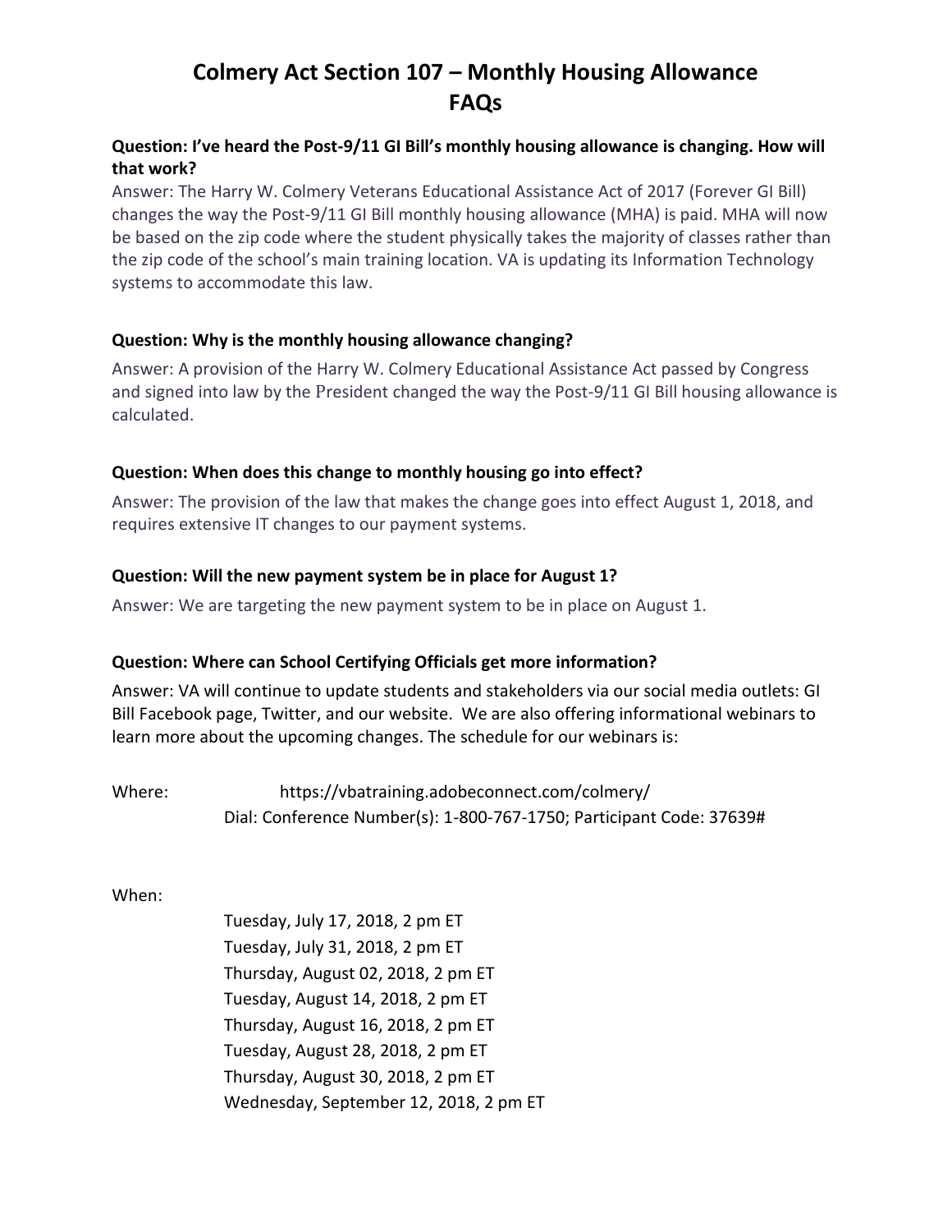# Colmery Act Section 107 – Monthly Housing Allowance FAQs

**Question: I've heard the Post-9/11 GI Bill's monthly housing allowance is changing. How will that work?**

Answer: The Harry W. Colmery Veterans Educational Assistance Act of 2017 (Forever GI Bill) changes the way the Post-9/11 GI Bill monthly housing allowance (MHA) is paid. MHA will now be based on the zip code where the student physically takes the majority of classes rather than the zip code of the school's main training location. VA is updating its Information Technology systems to accommodate this law.

**Question: Why is the monthly housing allowance changing?**

Answer: A provision of the Harry W. Colmery Educational Assistance Act passed by Congress and signed into law by the President changed the way the Post-9/11 GI Bill housing allowance is calculated.

**Question: When does this change to monthly housing go into effect?**

Answer: The provision of the law that makes the change goes into effect August 1, 2018, and requires extensive IT changes to our payment systems.

**Question: Will the new payment system be in place for August 1?**

Answer: We are targeting the new payment system to be in place on August 1.

**Question: Where can School Certifying Officials get more information?**

Answer: VA will continue to update students and stakeholders via our social media outlets: GI Bill Facebook page, Twitter, and our website. We are also offering informational webinars to learn more about the upcoming changes. The schedule for our webinars is:

Where: https://vbatraining.adobeconnect.com/colmery/
Dial: Conference Number(s): 1-800-767-1750; Participant Code: 37639#

When:

- Tuesday, July 17, 2018, 2 pm ET
- Tuesday, July 31, 2018, 2 pm ET
- Thursday, August 02, 2018, 2 pm ET
- Tuesday, August 14, 2018, 2 pm ET
- Thursday, August 16, 2018, 2 pm ET
- Tuesday, August 28, 2018, 2 pm ET
- Thursday, August 30, 2018, 2 pm ET
- Wednesday, September 12, 2018, 2 pm ET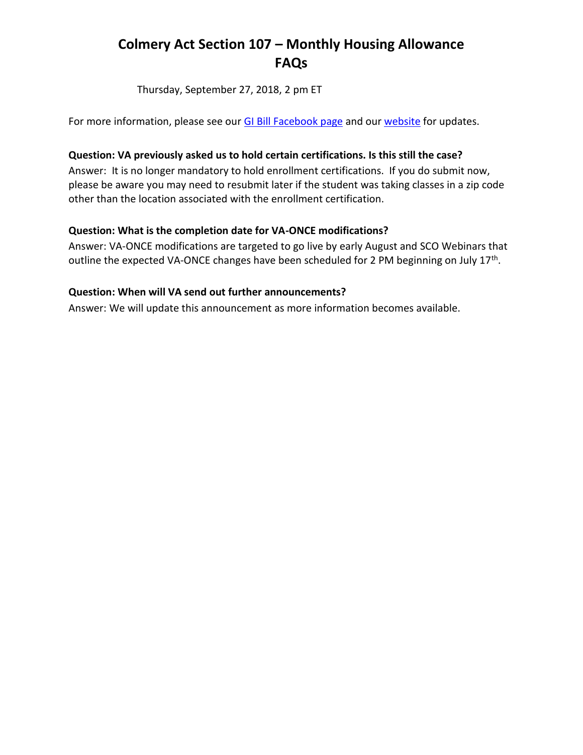# Colmery Act Section 107 – Monthly Housing Allowance FAQs

Thursday, September 27, 2018, 2 pm ET

For more information, please see our GI Bill Facebook page and our website for updates.

**Question: VA previously asked us to hold certain certifications. Is this still the case?**
Answer: It is no longer mandatory to hold enrollment certifications. If you do submit now, please be aware you may need to resubmit later if the student was taking classes in a zip code other than the location associated with the enrollment certification.

**Question: What is the completion date for VA-ONCE modifications?**
Answer: VA-ONCE modifications are targeted to go live by early August and SCO Webinars that outline the expected VA-ONCE changes have been scheduled for 2 PM beginning on July 17th.

**Question: When will VA send out further announcements?**
Answer: We will update this announcement as more information becomes available.